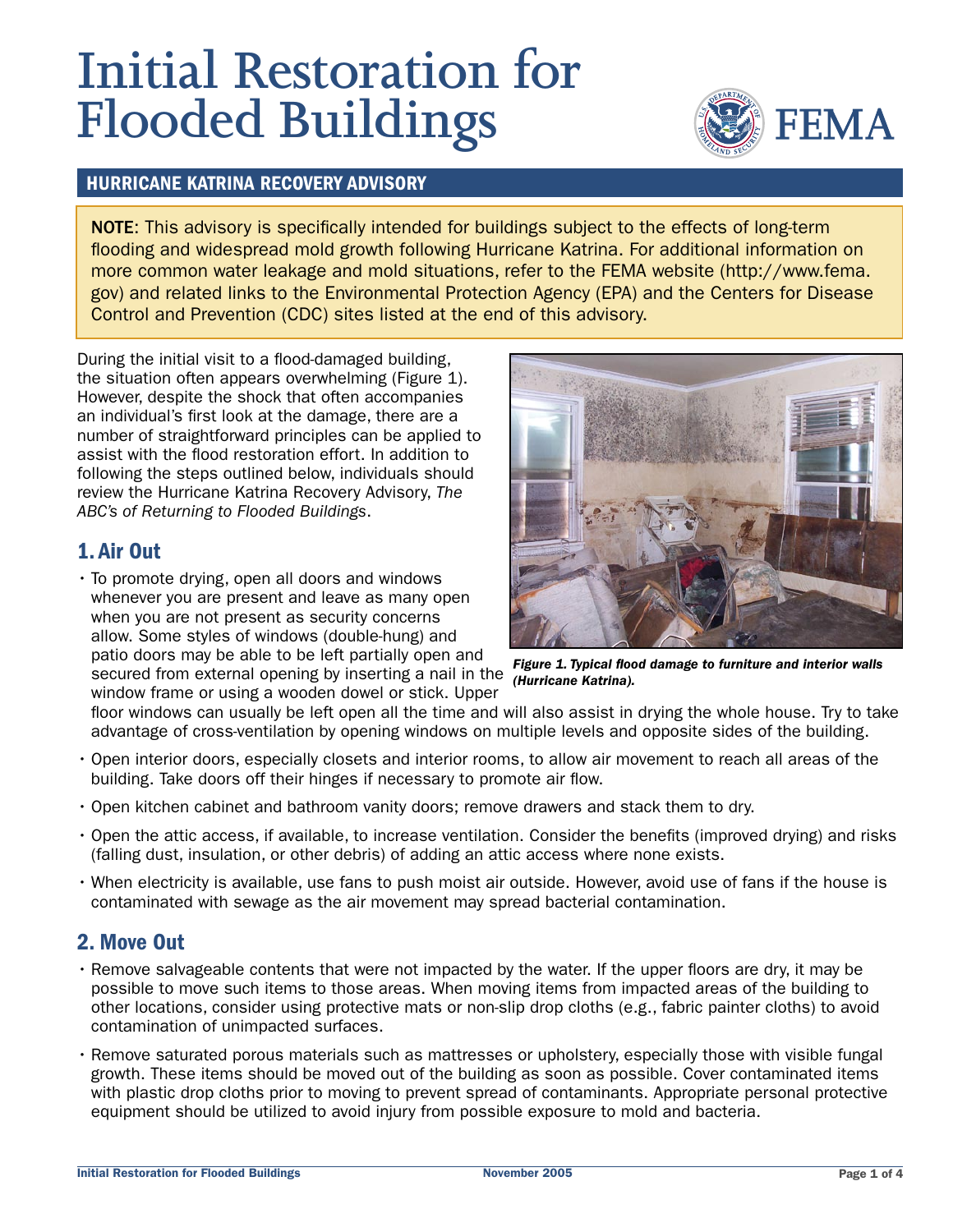# Initial Restoration for Flooded Buildings

FEMA

## HURRICANE KATRINA RECOVERY ADVISORY

**NOTE**: This advisory is specifically intended for buildings subject to the effects of long-term flooding and widespread mold growth following Hurricane Katrina. For additional information on more common water leakage and mold situations, refer to the FEMA website (http://www.fema.gov) and related links to the Environmental Protection Agency (EPA) and the Centers for Disease Control and Prevention (CDC) sites listed at the end of this advisory.

During the initial visit to a flood-damaged building, the situation often appears overwhelming (Figure 1). However, despite the shock that often accompanies an individual's first look at the damage, there are a number of straightforward principles can be applied to assist with the flood restoration effort. In addition to following the steps outlined below, individuals should review the Hurricane Katrina Recovery Advisory, *The ABC's of Returning to Flooded Buildings*.

*Figure 1. Typical flood damage to furniture and interior walls (Hurricane Katrina).*

## 1. Air Out

- To promote drying, open all doors and windows whenever you are present and leave as many open when you are not present as security concerns allow. Some styles of windows (double-hung) and patio doors may be able to be left partially open and secured from external opening by inserting a nail in the window frame or using a wooden dowel or stick. Upper floor windows can usually be left open all the time and will also assist in drying the whole house. Try to take advantage of cross-ventilation by opening windows on multiple levels and opposite sides of the building.
- Open interior doors, especially closets and interior rooms, to allow air movement to reach all areas of the building. Take doors off their hinges if necessary to promote air flow.
- Open kitchen cabinet and bathroom vanity doors; remove drawers and stack them to dry.
- Open the attic access, if available, to increase ventilation. Consider the benefits (improved drying) and risks (falling dust, insulation, or other debris) of adding an attic access where none exists.
- When electricity is available, use fans to push moist air outside. However, avoid use of fans if the house is contaminated with sewage as the air movement may spread bacterial contamination.

## 2. Move Out

- Remove salvageable contents that were not impacted by the water. If the upper floors are dry, it may be possible to move such items to those areas. When moving items from impacted areas of the building to other locations, consider using protective mats or non-slip drop cloths (e.g., fabric painter cloths) to avoid contamination of unimpacted surfaces.
- Remove saturated porous materials such as mattresses or upholstery, especially those with visible fungal growth. These items should be moved out of the building as soon as possible. Cover contaminated items with plastic drop cloths prior to moving to prevent spread of contaminants. Appropriate personal protective equipment should be utilized to avoid injury from possible exposure to mold and bacteria.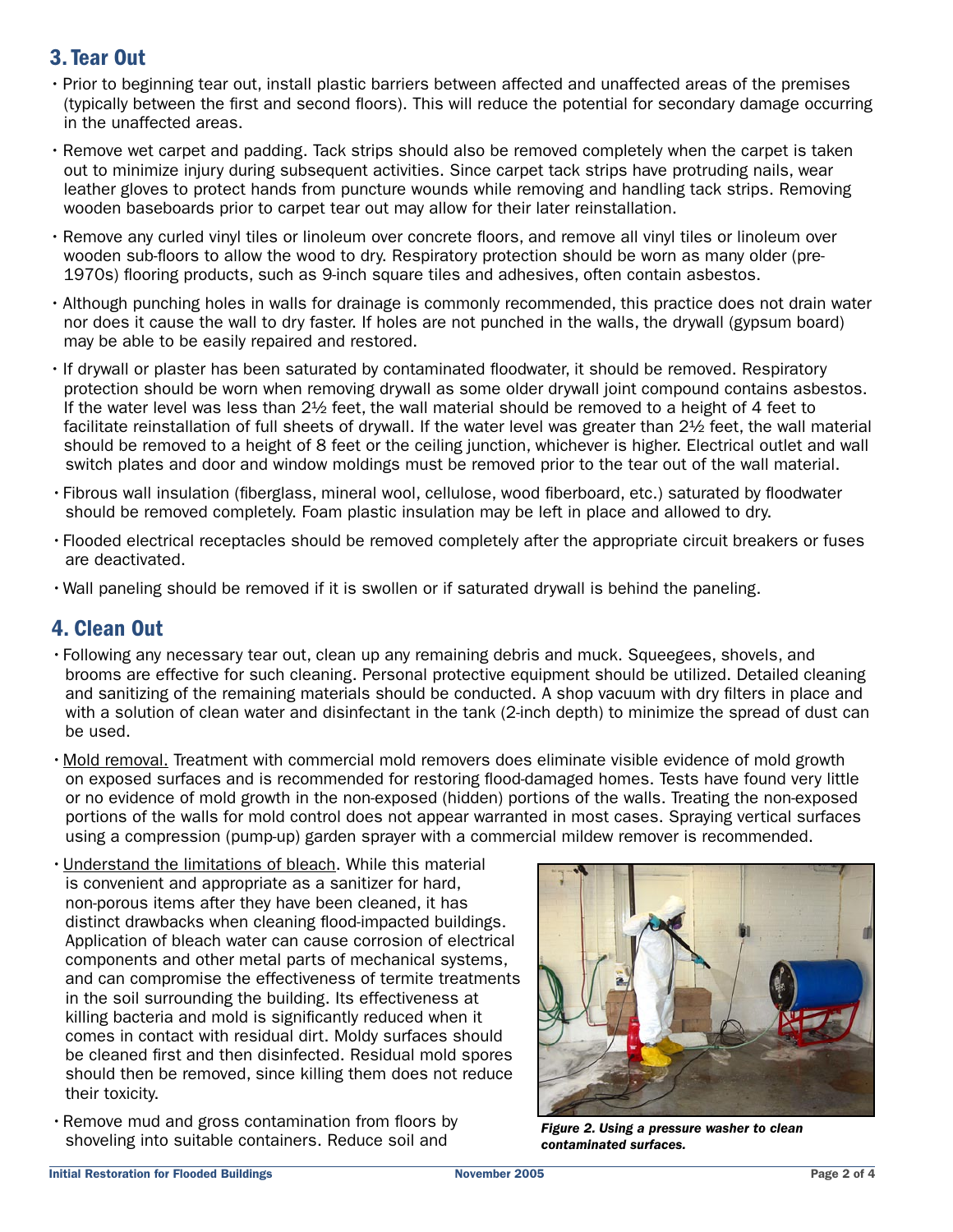## 3. Tear Out

- Prior to beginning tear out, install plastic barriers between affected and unaffected areas of the premises (typically between the first and second floors). This will reduce the potential for secondary damage occurring in the unaffected areas.
- Remove wet carpet and padding. Tack strips should also be removed completely when the carpet is taken out to minimize injury during subsequent activities. Since carpet tack strips have protruding nails, wear leather gloves to protect hands from puncture wounds while removing and handling tack strips. Removing wooden baseboards prior to carpet tear out may allow for their later reinstallation.
- Remove any curled vinyl tiles or linoleum over concrete floors, and remove all vinyl tiles or linoleum over wooden sub-floors to allow the wood to dry. Respiratory protection should be worn as many older (pre-1970s) flooring products, such as 9-inch square tiles and adhesives, often contain asbestos.
- Although punching holes in walls for drainage is commonly recommended, this practice does not drain water nor does it cause the wall to dry faster. If holes are not punched in the walls, the drywall (gypsum board) may be able to be easily repaired and restored.
- If drywall or plaster has been saturated by contaminated floodwater, it should be removed. Respiratory protection should be worn when removing drywall as some older drywall joint compound contains asbestos. If the water level was less than 2½ feet, the wall material should be removed to a height of 4 feet to facilitate reinstallation of full sheets of drywall. If the water level was greater than 2½ feet, the wall material should be removed to a height of 8 feet or the ceiling junction, whichever is higher. Electrical outlet and wall switch plates and door and window moldings must be removed prior to the tear out of the wall material.
- Fibrous wall insulation (fiberglass, mineral wool, cellulose, wood fiberboard, etc.) saturated by floodwater should be removed completely. Foam plastic insulation may be left in place and allowed to dry.
- Flooded electrical receptacles should be removed completely after the appropriate circuit breakers or fuses are deactivated.
- Wall paneling should be removed if it is swollen or if saturated drywall is behind the paneling.

## 4. Clean Out

- Following any necessary tear out, clean up any remaining debris and muck. Squeegees, shovels, and brooms are effective for such cleaning. Personal protective equipment should be utilized. Detailed cleaning and sanitizing of the remaining materials should be conducted. A shop vacuum with dry filters in place and with a solution of clean water and disinfectant in the tank (2-inch depth) to minimize the spread of dust can be used.
- Mold removal. Treatment with commercial mold removers does eliminate visible evidence of mold growth on exposed surfaces and is recommended for restoring flood-damaged homes. Tests have found very little or no evidence of mold growth in the non-exposed (hidden) portions of the walls. Treating the non-exposed portions of the walls for mold control does not appear warranted in most cases. Spraying vertical surfaces using a compression (pump-up) garden sprayer with a commercial mildew remover is recommended.
- Understand the limitations of bleach. While this material is convenient and appropriate as a sanitizer for hard, non-porous items after they have been cleaned, it has distinct drawbacks when cleaning flood-impacted buildings. Application of bleach water can cause corrosion of electrical components and other metal parts of mechanical systems, and can compromise the effectiveness of termite treatments in the soil surrounding the building. Its effectiveness at killing bacteria and mold is significantly reduced when it comes in contact with residual dirt. Moldy surfaces should be cleaned first and then disinfected. Residual mold spores should then be removed, since killing them does not reduce their toxicity.
- Remove mud and gross contamination from floors by shoveling into suitable containers. Reduce soil and

*Figure 2. Using a pressure washer to clean contaminated surfaces.*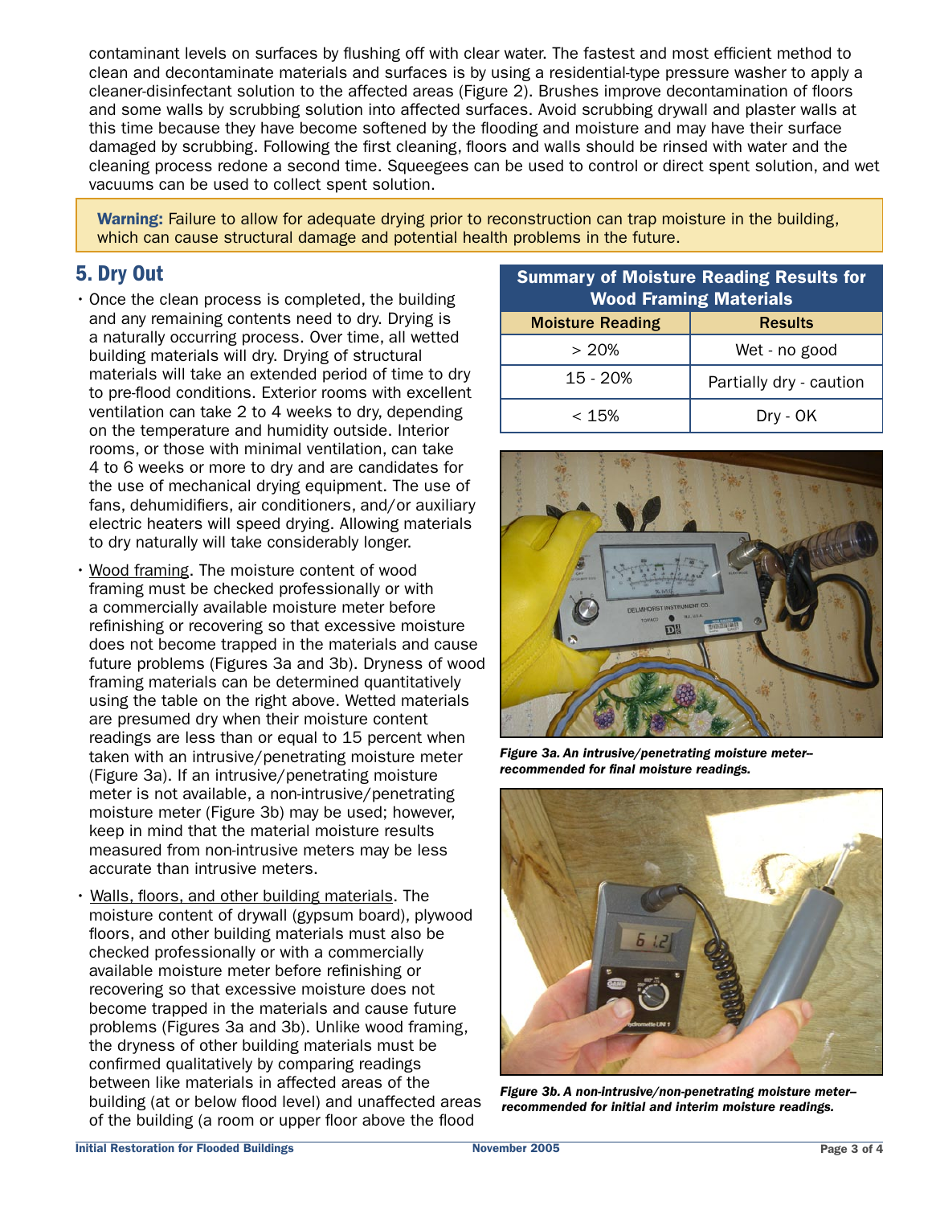contaminant levels on surfaces by flushing off with clear water. The fastest and most efficient method to clean and decontaminate materials and surfaces is by using a residential-type pressure washer to apply a cleaner-disinfectant solution to the affected areas (Figure 2). Brushes improve decontamination of floors and some walls by scrubbing solution into affected surfaces. Avoid scrubbing drywall and plaster walls at this time because they have become softened by the flooding and moisture and may have their surface damaged by scrubbing. Following the first cleaning, floors and walls should be rinsed with water and the cleaning process redone a second time. Squeegees can be used to control or direct spent solution, and wet vacuums can be used to collect spent solution.

**Warning:** Failure to allow for adequate drying prior to reconstruction can trap moisture in the building, which can cause structural damage and potential health problems in the future.

## 5. Dry Out

- Once the clean process is completed, the building and any remaining contents need to dry. Drying is a naturally occurring process. Over time, all wetted building materials will dry. Drying of structural materials will take an extended period of time to dry to pre-flood conditions. Exterior rooms with excellent ventilation can take 2 to 4 weeks to dry, depending on the temperature and humidity outside. Interior rooms, or those with minimal ventilation, can take 4 to 6 weeks or more to dry and are candidates for the use of mechanical drying equipment. The use of fans, dehumidifiers, air conditioners, and/or auxiliary electric heaters will speed drying. Allowing materials to dry naturally will take considerably longer.
- Wood framing. The moisture content of wood framing must be checked professionally or with a commercially available moisture meter before refinishing or recovering so that excessive moisture does not become trapped in the materials and cause future problems (Figures 3a and 3b). Dryness of wood framing materials can be determined quantitatively using the table on the right above. Wetted materials are presumed dry when their moisture content readings are less than or equal to 15 percent when taken with an intrusive/penetrating moisture meter (Figure 3a). If an intrusive/penetrating moisture meter is not available, a non-intrusive/penetrating moisture meter (Figure 3b) may be used; however, keep in mind that the material moisture results measured from non-intrusive meters may be less accurate than intrusive meters.
- Walls, floors, and other building materials. The moisture content of drywall (gypsum board), plywood floors, and other building materials must also be checked professionally or with a commercially available moisture meter before refinishing or recovering so that excessive moisture does not become trapped in the materials and cause future problems (Figures 3a and 3b). Unlike wood framing, the dryness of other building materials must be confirmed qualitatively by comparing readings between like materials in affected areas of the building (at or below flood level) and unaffected areas of the building (a room or upper floor above the flood

**Summary of Moisture Reading Results for Wood Framing Materials**

| Moisture Reading | Results |
|---|---|
| > 20% | Wet - no good |
| 15 - 20% | Partially dry - caution |
| < 15% | Dry - OK |

*Figure 3a. An intrusive/penetrating moisture meter– recommended for final moisture readings.*

*Figure 3b. A non-intrusive/non-penetrating moisture meter– recommended for initial and interim moisture readings.*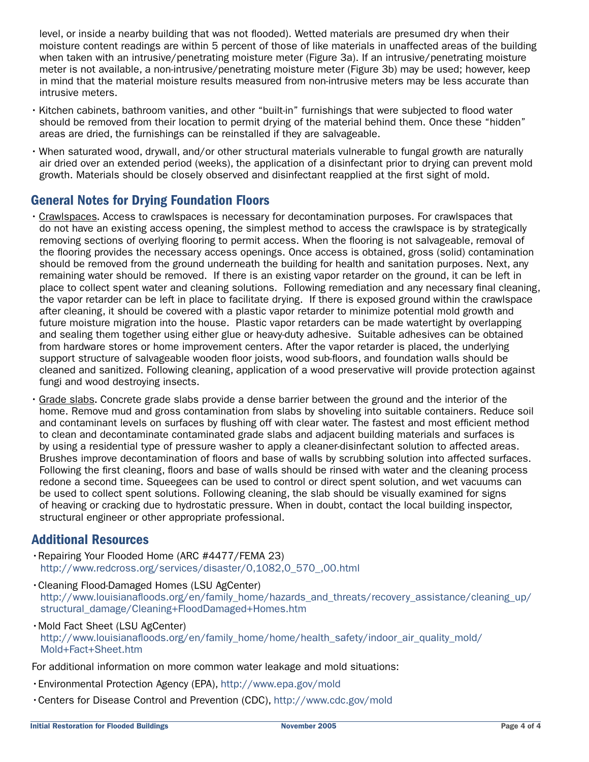level, or inside a nearby building that was not flooded). Wetted materials are presumed dry when their moisture content readings are within 5 percent of those of like materials in unaffected areas of the building when taken with an intrusive/penetrating moisture meter (Figure 3a). If an intrusive/penetrating moisture meter is not available, a non-intrusive/penetrating moisture meter (Figure 3b) may be used; however, keep in mind that the material moisture results measured from non-intrusive meters may be less accurate than intrusive meters.

- Kitchen cabinets, bathroom vanities, and other "built-in" furnishings that were subjected to flood water should be removed from their location to permit drying of the material behind them. Once these "hidden" areas are dried, the furnishings can be reinstalled if they are salvageable.
- When saturated wood, drywall, and/or other structural materials vulnerable to fungal growth are naturally air dried over an extended period (weeks), the application of a disinfectant prior to drying can prevent mold growth. Materials should be closely observed and disinfectant reapplied at the first sight of mold.

## General Notes for Drying Foundation Floors

- Crawlspaces. Access to crawlspaces is necessary for decontamination purposes. For crawlspaces that do not have an existing access opening, the simplest method to access the crawlspace is by strategically removing sections of overlying flooring to permit access. When the flooring is not salvageable, removal of the flooring provides the necessary access openings. Once access is obtained, gross (solid) contamination should be removed from the ground underneath the building for health and sanitation purposes. Next, any remaining water should be removed. If there is an existing vapor retarder on the ground, it can be left in place to collect spent water and cleaning solutions. Following remediation and any necessary final cleaning, the vapor retarder can be left in place to facilitate drying. If there is exposed ground within the crawlspace after cleaning, it should be covered with a plastic vapor retarder to minimize potential mold growth and future moisture migration into the house. Plastic vapor retarders can be made watertight by overlapping and sealing them together using either glue or heavy-duty adhesive. Suitable adhesives can be obtained from hardware stores or home improvement centers. After the vapor retarder is placed, the underlying support structure of salvageable wooden floor joists, wood sub-floors, and foundation walls should be cleaned and sanitized. Following cleaning, application of a wood preservative will provide protection against fungi and wood destroying insects.
- Grade slabs. Concrete grade slabs provide a dense barrier between the ground and the interior of the home. Remove mud and gross contamination from slabs by shoveling into suitable containers. Reduce soil and contaminant levels on surfaces by flushing off with clear water. The fastest and most efficient method to clean and decontaminate contaminated grade slabs and adjacent building materials and surfaces is by using a residential type of pressure washer to apply a cleaner-disinfectant solution to affected areas. Brushes improve decontamination of floors and base of walls by scrubbing solution into affected surfaces. Following the first cleaning, floors and base of walls should be rinsed with water and the cleaning process redone a second time. Squeegees can be used to control or direct spent solution, and wet vacuums can be used to collect spent solutions. Following cleaning, the slab should be visually examined for signs of heaving or cracking due to hydrostatic pressure. When in doubt, contact the local building inspector, structural engineer or other appropriate professional.

## Additional Resources

- Repairing Your Flooded Home (ARC #4477/FEMA 23)
  http://www.redcross.org/services/disaster/0,1082,0_570_,00.html
- Cleaning Flood-Damaged Homes (LSU AgCenter)
  http://www.louisianafloods.org/en/family_home/hazards_and_threats/recovery_assistance/cleaning_up/structural_damage/Cleaning+FloodDamaged+Homes.htm
- Mold Fact Sheet (LSU AgCenter)
  http://www.louisianafloods.org/en/family_home/home/health_safety/indoor_air_quality_mold/Mold+Fact+Sheet.htm

For additional information on more common water leakage and mold situations:

- Environmental Protection Agency (EPA), http://www.epa.gov/mold
- Centers for Disease Control and Prevention (CDC), http://www.cdc.gov/mold